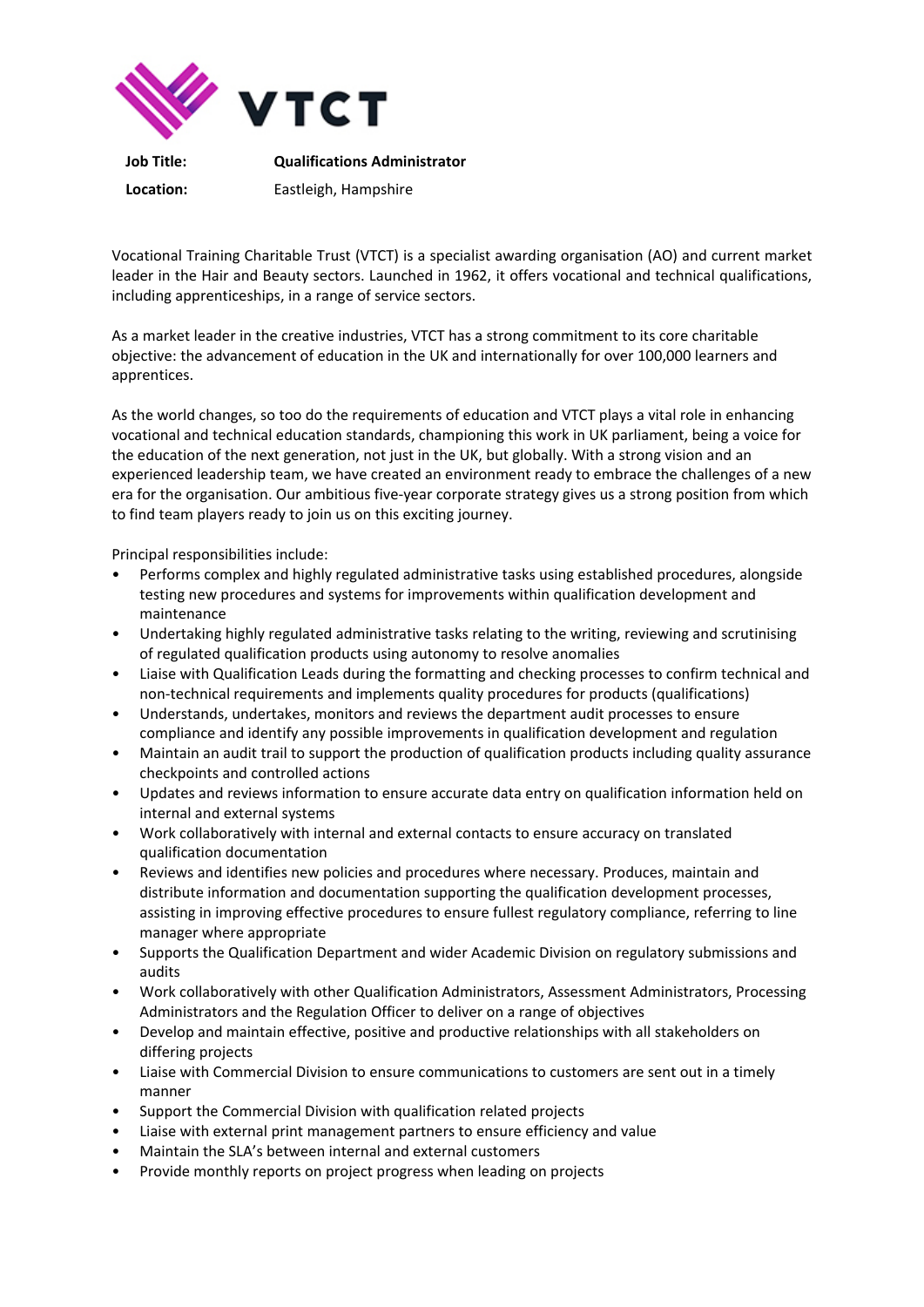VTCT

| | |
|---|---|
| **Job Title:** | **Qualifications Administrator** |
| **Location:** | Eastleigh, Hampshire |

Vocational Training Charitable Trust (VTCT) is a specialist awarding organisation (AO) and current market leader in the Hair and Beauty sectors. Launched in 1962, it offers vocational and technical qualifications, including apprenticeships, in a range of service sectors.

As a market leader in the creative industries, VTCT has a strong commitment to its core charitable objective: the advancement of education in the UK and internationally for over 100,000 learners and apprentices.

As the world changes, so too do the requirements of education and VTCT plays a vital role in enhancing vocational and technical education standards, championing this work in UK parliament, being a voice for the education of the next generation, not just in the UK, but globally. With a strong vision and an experienced leadership team, we have created an environment ready to embrace the challenges of a new era for the organisation. Our ambitious five-year corporate strategy gives us a strong position from which to find team players ready to join us on this exciting journey.

Principal responsibilities include:

- Performs complex and highly regulated administrative tasks using established procedures, alongside testing new procedures and systems for improvements within qualification development and maintenance
- Undertaking highly regulated administrative tasks relating to the writing, reviewing and scrutinising of regulated qualification products using autonomy to resolve anomalies
- Liaise with Qualification Leads during the formatting and checking processes to confirm technical and non-technical requirements and implements quality procedures for products (qualifications)
- Understands, undertakes, monitors and reviews the department audit processes to ensure compliance and identify any possible improvements in qualification development and regulation
- Maintain an audit trail to support the production of qualification products including quality assurance checkpoints and controlled actions
- Updates and reviews information to ensure accurate data entry on qualification information held on internal and external systems
- Work collaboratively with internal and external contacts to ensure accuracy on translated qualification documentation
- Reviews and identifies new policies and procedures where necessary. Produces, maintain and distribute information and documentation supporting the qualification development processes, assisting in improving effective procedures to ensure fullest regulatory compliance, referring to line manager where appropriate
- Supports the Qualification Department and wider Academic Division on regulatory submissions and audits
- Work collaboratively with other Qualification Administrators, Assessment Administrators, Processing Administrators and the Regulation Officer to deliver on a range of objectives
- Develop and maintain effective, positive and productive relationships with all stakeholders on differing projects
- Liaise with Commercial Division to ensure communications to customers are sent out in a timely manner
- Support the Commercial Division with qualification related projects
- Liaise with external print management partners to ensure efficiency and value
- Maintain the SLA's between internal and external customers
- Provide monthly reports on project progress when leading on projects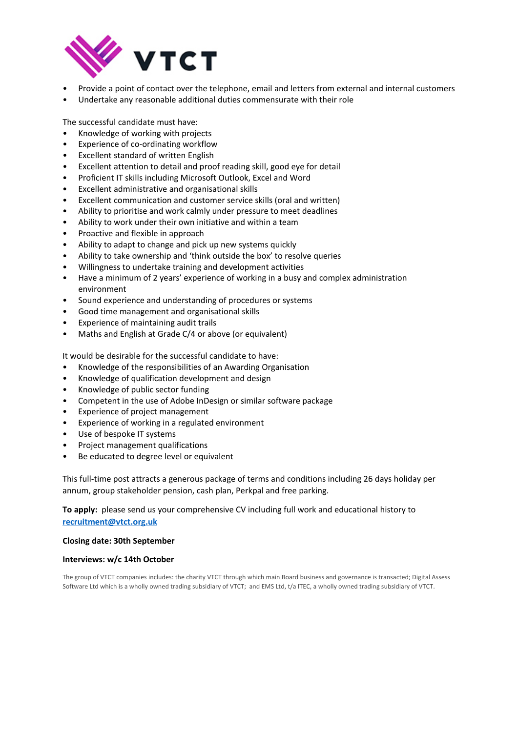- Provide a point of contact over the telephone, email and letters from external and internal customers
- Undertake any reasonable additional duties commensurate with their role

The successful candidate must have:

- Knowledge of working with projects
- Experience of co-ordinating workflow
- Excellent standard of written English
- Excellent attention to detail and proof reading skill, good eye for detail
- Proficient IT skills including Microsoft Outlook, Excel and Word
- Excellent administrative and organisational skills
- Excellent communication and customer service skills (oral and written)
- Ability to prioritise and work calmly under pressure to meet deadlines
- Ability to work under their own initiative and within a team
- Proactive and flexible in approach
- Ability to adapt to change and pick up new systems quickly
- Ability to take ownership and 'think outside the box' to resolve queries
- Willingness to undertake training and development activities
- Have a minimum of 2 years' experience of working in a busy and complex administration environment
- Sound experience and understanding of procedures or systems
- Good time management and organisational skills
- Experience of maintaining audit trails
- Maths and English at Grade C/4 or above (or equivalent)

It would be desirable for the successful candidate to have:

- Knowledge of the responsibilities of an Awarding Organisation
- Knowledge of qualification development and design
- Knowledge of public sector funding
- Competent in the use of Adobe InDesign or similar software package
- Experience of project management
- Experience of working in a regulated environment
- Use of bespoke IT systems
- Project management qualifications
- Be educated to degree level or equivalent

This full-time post attracts a generous package of terms and conditions including 26 days holiday per annum, group stakeholder pension, cash plan, Perkpal and free parking.

**To apply:** please send us your comprehensive CV including full work and educational history to [recruitment@vtct.org.uk](mailto:recruitment@vtct.org.uk)

**Closing date: 30th September**

**Interviews: w/c 14th October**

The group of VTCT companies includes: the charity VTCT through which main Board business and governance is transacted; Digital Assess Software Ltd which is a wholly owned trading subsidiary of VTCT; and EMS Ltd, t/a ITEC, a wholly owned trading subsidiary of VTCT.